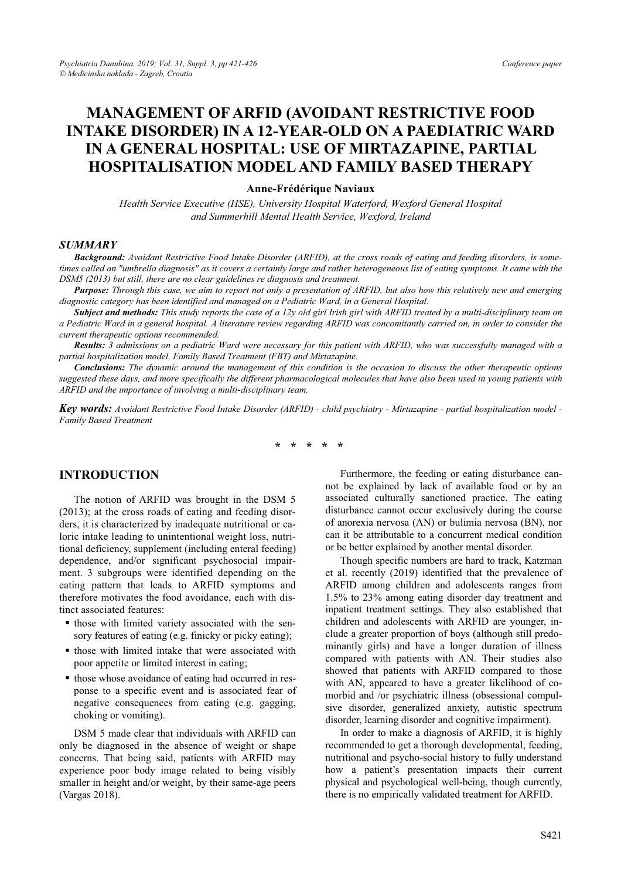# MANAGEMENT OF ARFID (AVOIDANT RESTRICTIVE FOOD INTAKE DISORDER) IN A 12-YEAR-OLD ON A PAEDIATRIC WARD IN A GENERAL HOSPITAL: USE OF MIRTAZAPINE, PARTIAL HOSPITALISATION MODEL AND FAMILY BASED THERAPY

**Anne-Frédérique Naviaux**

*Health Service Executive (HSE), University Hospital Waterford, Wexford General Hospital and Summerhill Mental Health Service, Wexford, Ireland*

## SUMMARY

***Background:*** *Avoidant Restrictive Food Intake Disorder (ARFID), at the cross roads of eating and feeding disorders, is sometimes called an "umbrella diagnosis" as it covers a certainly large and rather heterogeneous list of eating symptoms. It came with the DSM5 (2013) but still, there are no clear guidelines re diagnosis and treatment.*

***Purpose:*** *Through this case, we aim to report not only a presentation of ARFID, but also how this relatively new and emerging diagnostic category has been identified and managed on a Pediatric Ward, in a General Hospital.*

***Subject and methods:*** *This study reports the case of a 12y old girl Irish girl with ARFID treated by a multi-disciplinary team on a Pediatric Ward in a general hospital. A literature review regarding ARFID was concomitantly carried on, in order to consider the current therapeutic options recommended.*

***Results:*** *3 admissions on a pediatric Ward were necessary for this patient with ARFID, who was successfully managed with a partial hospitalization model, Family Based Treatment (FBT) and Mirtazapine.*

***Conclusions:*** *The dynamic around the management of this condition is the occasion to discuss the other therapeutic options suggested these days, and more specifically the different pharmacological molecules that have also been used in young patients with ARFID and the importance of involving a multi-disciplinary team.*

***Key words:*** *Avoidant Restrictive Food Intake Disorder (ARFID) - child psychiatry - Mirtazapine - partial hospitalization model - Family Based Treatment*

\* \* \* \* \*

## INTRODUCTION

The notion of ARFID was brought in the DSM 5 (2013); at the cross roads of eating and feeding disorders, it is characterized by inadequate nutritional or caloric intake leading to unintentional weight loss, nutritional deficiency, supplement (including enteral feeding) dependence, and/or significant psychosocial impairment. 3 subgroups were identified depending on the eating pattern that leads to ARFID symptoms and therefore motivates the food avoidance, each with distinct associated features:

- those with limited variety associated with the sensory features of eating (e.g. finicky or picky eating);
- those with limited intake that were associated with poor appetite or limited interest in eating;
- those whose avoidance of eating had occurred in response to a specific event and is associated fear of negative consequences from eating (e.g. gagging, choking or vomiting).

DSM 5 made clear that individuals with ARFID can only be diagnosed in the absence of weight or shape concerns. That being said, patients with ARFID may experience poor body image related to being visibly smaller in height and/or weight, by their same-age peers (Vargas 2018).

Furthermore, the feeding or eating disturbance cannot be explained by lack of available food or by an associated culturally sanctioned practice. The eating disturbance cannot occur exclusively during the course of anorexia nervosa (AN) or bulimia nervosa (BN), nor can it be attributable to a concurrent medical condition or be better explained by another mental disorder.

Though specific numbers are hard to track, Katzman et al. recently (2019) identified that the prevalence of ARFID among children and adolescents ranges from 1.5% to 23% among eating disorder day treatment and inpatient treatment settings. They also established that children and adolescents with ARFID are younger, include a greater proportion of boys (although still predominantly girls) and have a longer duration of illness compared with patients with AN. Their studies also showed that patients with ARFID compared to those with AN, appeared to have a greater likelihood of comorbid and /or psychiatric illness (obsessional compulsive disorder, generalized anxiety, autistic spectrum disorder, learning disorder and cognitive impairment).

In order to make a diagnosis of ARFID, it is highly recommended to get a thorough developmental, feeding, nutritional and psycho-social history to fully understand how a patient's presentation impacts their current physical and psychological well-being, though currently, there is no empirically validated treatment for ARFID.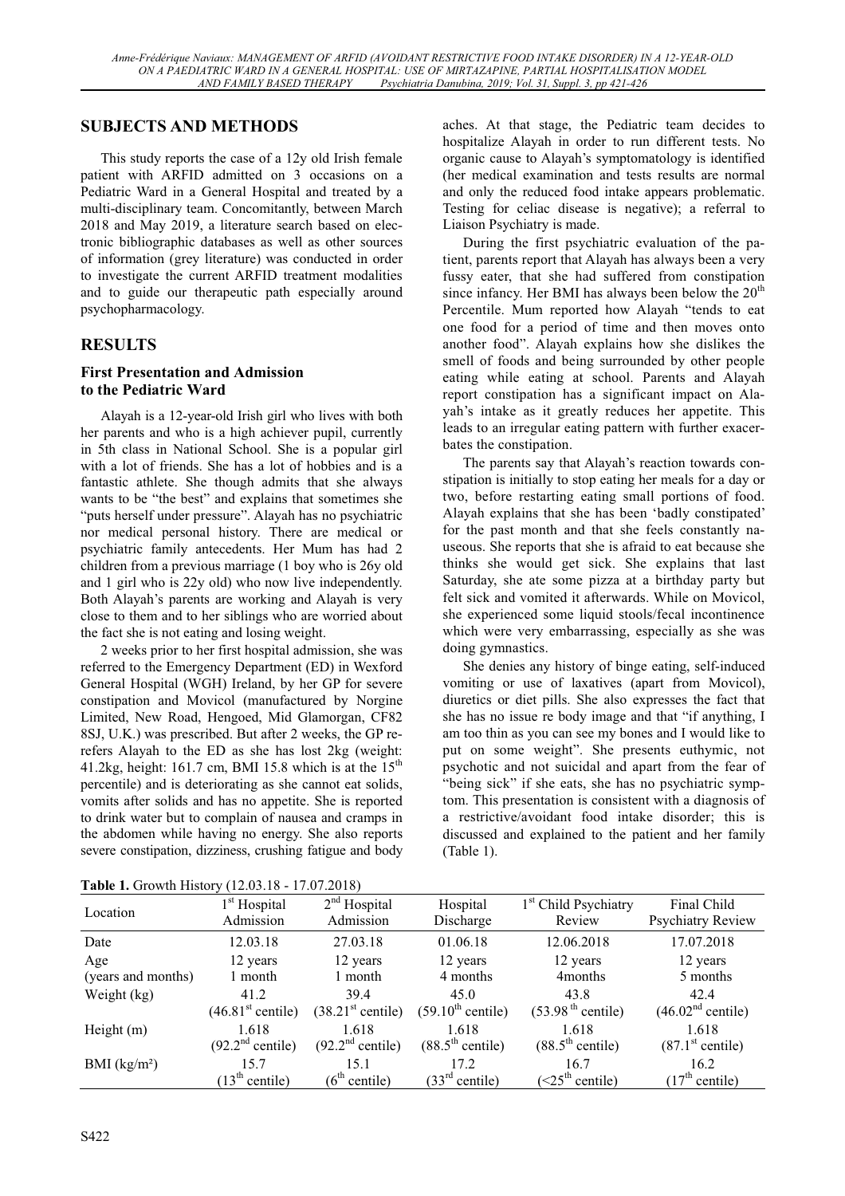## SUBJECTS AND METHODS

This study reports the case of a 12y old Irish female patient with ARFID admitted on 3 occasions on a Pediatric Ward in a General Hospital and treated by a multi-disciplinary team. Concomitantly, between March 2018 and May 2019, a literature search based on electronic bibliographic databases as well as other sources of information (grey literature) was conducted in order to investigate the current ARFID treatment modalities and to guide our therapeutic path especially around psychopharmacology.

## RESULTS

### First Presentation and Admission to the Pediatric Ward

Alayah is a 12-year-old Irish girl who lives with both her parents and who is a high achiever pupil, currently in 5th class in National School. She is a popular girl with a lot of friends. She has a lot of hobbies and is a fantastic athlete. She though admits that she always wants to be "the best" and explains that sometimes she "puts herself under pressure". Alayah has no psychiatric nor medical personal history. There are medical or psychiatric family antecedents. Her Mum has had 2 children from a previous marriage (1 boy who is 26y old and 1 girl who is 22y old) who now live independently. Both Alayah's parents are working and Alayah is very close to them and to her siblings who are worried about the fact she is not eating and losing weight.

2 weeks prior to her first hospital admission, she was referred to the Emergency Department (ED) in Wexford General Hospital (WGH) Ireland, by her GP for severe constipation and Movicol (manufactured by Norgine Limited, New Road, Hengoed, Mid Glamorgan, CF82 8SJ, U.K.) was prescribed. But after 2 weeks, the GP re-refers Alayah to the ED as she has lost 2kg (weight: 41.2kg, height: 161.7 cm, BMI 15.8 which is at the 15th percentile) and is deteriorating as she cannot eat solids, vomits after solids and has no appetite. She is reported to drink water but to complain of nausea and cramps in the abdomen while having no energy. She also reports severe constipation, dizziness, crushing fatigue and body aches. At that stage, the Pediatric team decides to hospitalize Alayah in order to run different tests. No organic cause to Alayah's symptomatology is identified (her medical examination and tests results are normal and only the reduced food intake appears problematic. Testing for celiac disease is negative); a referral to Liaison Psychiatry is made.

During the first psychiatric evaluation of the patient, parents report that Alayah has always been a very fussy eater, that she had suffered from constipation since infancy. Her BMI has always been below the 20th Percentile. Mum reported how Alayah "tends to eat one food for a period of time and then moves onto another food". Alayah explains how she dislikes the smell of foods and being surrounded by other people eating while eating at school. Parents and Alayah report constipation has a significant impact on Alayah's intake as it greatly reduces her appetite. This leads to an irregular eating pattern with further exacerbates the constipation.

The parents say that Alayah's reaction towards constipation is initially to stop eating her meals for a day or two, before restarting eating small portions of food. Alayah explains that she has been 'badly constipated' for the past month and that she feels constantly nauseous. She reports that she is afraid to eat because she thinks she would get sick. She explains that last Saturday, she ate some pizza at a birthday party but felt sick and vomited it afterwards. While on Movicol, she experienced some liquid stools/fecal incontinence which were very embarrassing, especially as she was doing gymnastics.

She denies any history of binge eating, self-induced vomiting or use of laxatives (apart from Movicol), diuretics or diet pills. She also expresses the fact that she has no issue re body image and that "if anything, I am too thin as you can see my bones and I would like to put on some weight". She presents euthymic, not psychotic and not suicidal and apart from the fear of "being sick" if she eats, she has no psychiatric symptom. This presentation is consistent with a diagnosis of a restrictive/avoidant food intake disorder; this is discussed and explained to the patient and her family (Table 1).

**Table 1.** Growth History (12.03.18 - 17.07.2018)

| Location | 1st Hospital Admission | 2nd Hospital Admission | Hospital Discharge | 1st Child Psychiatry Review | Final Child Psychiatry Review |
|---|---|---|---|---|---|
| Date | 12.03.18 | 27.03.18 | 01.06.18 | 12.06.2018 | 17.07.2018 |
| Age (years and months) | 12 years 1 month | 12 years 1 month | 12 years 4 months | 12 years 4months | 12 years 5 months |
| Weight (kg) | 41.2 (46.81st centile) | 39.4 (38.21st centile) | 45.0 (59.10th centile) | 43.8 (53.98th centile) | 42.4 (46.02nd centile) |
| Height (m) | 1.618 (92.2nd centile) | 1.618 (92.2nd centile) | 1.618 (88.5th centile) | 1.618 (88.5th centile) | 1.618 (87.1st centile) |
| BMI (kg/m²) | 15.7 (13th centile) | 15.1 (6th centile) | 17.2 (33rd centile) | 16.7 (<25th centile) | 16.2 (17th centile) |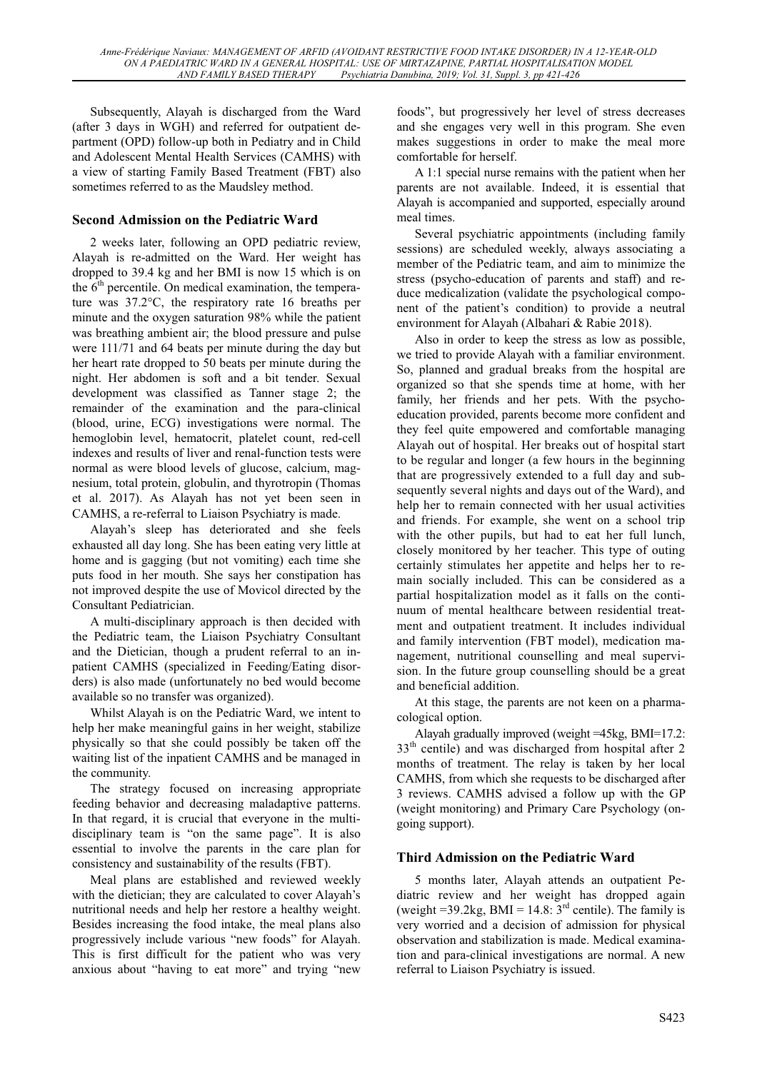Subsequently, Alayah is discharged from the Ward (after 3 days in WGH) and referred for outpatient department (OPD) follow-up both in Pediatry and in Child and Adolescent Mental Health Services (CAMHS) with a view of starting Family Based Treatment (FBT) also sometimes referred to as the Maudsley method.

## Second Admission on the Pediatric Ward

2 weeks later, following an OPD pediatric review, Alayah is re-admitted on the Ward. Her weight has dropped to 39.4 kg and her BMI is now 15 which is on the 6th percentile. On medical examination, the temperature was 37.2°C, the respiratory rate 16 breaths per minute and the oxygen saturation 98% while the patient was breathing ambient air; the blood pressure and pulse were 111/71 and 64 beats per minute during the day but her heart rate dropped to 50 beats per minute during the night. Her abdomen is soft and a bit tender. Sexual development was classified as Tanner stage 2; the remainder of the examination and the para-clinical (blood, urine, ECG) investigations were normal. The hemoglobin level, hematocrit, platelet count, red-cell indexes and results of liver and renal-function tests were normal as were blood levels of glucose, calcium, magnesium, total protein, globulin, and thyrotropin (Thomas et al. 2017). As Alayah has not yet been seen in CAMHS, a re-referral to Liaison Psychiatry is made.

Alayah's sleep has deteriorated and she feels exhausted all day long. She has been eating very little at home and is gagging (but not vomiting) each time she puts food in her mouth. She says her constipation has not improved despite the use of Movicol directed by the Consultant Pediatrician.

A multi-disciplinary approach is then decided with the Pediatric team, the Liaison Psychiatry Consultant and the Dietician, though a prudent referral to an in-patient CAMHS (specialized in Feeding/Eating disorders) is also made (unfortunately no bed would become available so no transfer was organized).

Whilst Alayah is on the Pediatric Ward, we intent to help her make meaningful gains in her weight, stabilize physically so that she could possibly be taken off the waiting list of the inpatient CAMHS and be managed in the community.

The strategy focused on increasing appropriate feeding behavior and decreasing maladaptive patterns. In that regard, it is crucial that everyone in the multi-disciplinary team is "on the same page". It is also essential to involve the parents in the care plan for consistency and sustainability of the results (FBT).

Meal plans are established and reviewed weekly with the dietician; they are calculated to cover Alayah's nutritional needs and help her restore a healthy weight. Besides increasing the food intake, the meal plans also progressively include various "new foods" for Alayah. This is first difficult for the patient who was very anxious about "having to eat more" and trying "new foods", but progressively her level of stress decreases and she engages very well in this program. She even makes suggestions in order to make the meal more comfortable for herself.

A 1:1 special nurse remains with the patient when her parents are not available. Indeed, it is essential that Alayah is accompanied and supported, especially around meal times.

Several psychiatric appointments (including family sessions) are scheduled weekly, always associating a member of the Pediatric team, and aim to minimize the stress (psycho-education of parents and staff) and reduce medicalization (validate the psychological component of the patient's condition) to provide a neutral environment for Alayah (Albahari & Rabie 2018).

Also in order to keep the stress as low as possible, we tried to provide Alayah with a familiar environment. So, planned and gradual breaks from the hospital are organized so that she spends time at home, with her family, her friends and her pets. With the psycho-education provided, parents become more confident and they feel quite empowered and comfortable managing Alayah out of hospital. Her breaks out of hospital start to be regular and longer (a few hours in the beginning that are progressively extended to a full day and subsequently several nights and days out of the Ward), and help her to remain connected with her usual activities and friends. For example, she went on a school trip with the other pupils, but had to eat her full lunch, closely monitored by her teacher. This type of outing certainly stimulates her appetite and helps her to remain socially included. This can be considered as a partial hospitalization model as it falls on the continuum of mental healthcare between residential treatment and outpatient treatment. It includes individual and family intervention (FBT model), medication management, nutritional counselling and meal supervision. In the future group counselling should be a great and beneficial addition.

At this stage, the parents are not keen on a pharmacological option.

Alayah gradually improved (weight =45kg, BMI=17.2: 33th centile) and was discharged from hospital after 2 months of treatment. The relay is taken by her local CAMHS, from which she requests to be discharged after 3 reviews. CAMHS advised a follow up with the GP (weight monitoring) and Primary Care Psychology (ongoing support).

## Third Admission on the Pediatric Ward

5 months later, Alayah attends an outpatient Pediatric review and her weight has dropped again (weight =39.2kg, BMI = 14.8: 3rd centile). The family is very worried and a decision of admission for physical observation and stabilization is made. Medical examination and para-clinical investigations are normal. A new referral to Liaison Psychiatry is issued.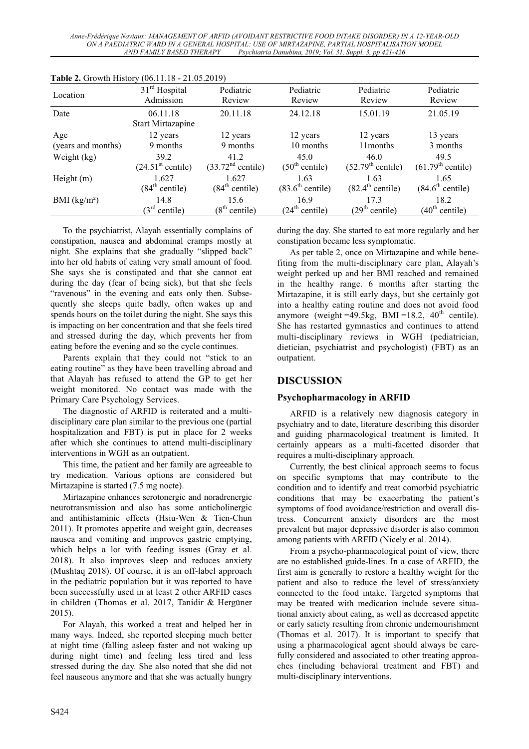**Table 2.** Growth History (06.11.18 - 21.05.2019)

| Location | 31st Hospital Admission | Pediatric Review | Pediatric Review | Pediatric Review | Pediatric Review |
|---|---|---|---|---|---|
| Date | 06.11.18 Start Mirtazapine | 20.11.18 | 24.12.18 | 15.01.19 | 21.05.19 |
| Age (years and months) | 12 years 9 months | 12 years 9 months | 12 years 10 months | 12 years 11months | 13 years 3 months |
| Weight (kg) | 39.2 (24.51st centile) | 41.2 (33.72nd centile) | 45.0 (50th centile) | 46.0 (52.79th centile) | 49.5 (61.79th centile) |
| Height (m) | 1.627 (84th centile) | 1.627 (84th centile) | 1.63 (83.6th centile) | 1.63 (82.4th centile) | 1.65 (84.6th centile) |
| BMI (kg/m²) | 14.8 (3rd centile) | 15.6 (8th centile) | 16.9 (24th centile) | 17.3 (29th centile) | 18.2 (40th centile) |

To the psychiatrist, Alayah essentially complains of constipation, nausea and abdominal cramps mostly at night. She explains that she gradually "slipped back" into her old habits of eating very small amount of food. She says she is constipated and that she cannot eat during the day (fear of being sick), but that she feels "ravenous" in the evening and eats only then. Subsequently she sleeps quite badly, often wakes up and spends hours on the toilet during the night. She says this is impacting on her concentration and that she feels tired and stressed during the day, which prevents her from eating before the evening and so the cycle continues.

Parents explain that they could not "stick to an eating routine" as they have been travelling abroad and that Alayah has refused to attend the GP to get her weight monitored. No contact was made with the Primary Care Psychology Services.

The diagnostic of ARFID is reiterated and a multi-disciplinary care plan similar to the previous one (partial hospitalization and FBT) is put in place for 2 weeks after which she continues to attend multi-disciplinary interventions in WGH as an outpatient.

This time, the patient and her family are agreeable to try medication. Various options are considered but Mirtazapine is started (7.5 mg nocte).

Mirtazapine enhances serotonergic and noradrenergic neurotransmission and also has some anticholinergic and antihistaminic effects (Hsiu-Wen & Tien-Chun 2011). It promotes appetite and weight gain, decreases nausea and vomiting and improves gastric emptying, which helps a lot with feeding issues (Gray et al. 2018). It also improves sleep and reduces anxiety (Mushtaq 2018). Of course, it is an off-label approach in the pediatric population but it was reported to have been successfully used in at least 2 other ARFID cases in children (Thomas et al. 2017, Tanidir & Hergüner 2015).

For Alayah, this worked a treat and helped her in many ways. Indeed, she reported sleeping much better at night time (falling asleep faster and not waking up during night time) and feeling less tired and less stressed during the day. She also noted that she did not feel nauseous anymore and that she was actually hungry during the day. She started to eat more regularly and her constipation became less symptomatic.

As per table 2, once on Mirtazapine and while benefiting from the multi-disciplinary care plan, Alayah's weight perked up and her BMI reached and remained in the healthy range. 6 months after starting the Mirtazapine, it is still early days, but she certainly got into a healthy eating routine and does not avoid food anymore (weight =49.5kg, BMI =18.2, 40th centile). She has restarted gymnastics and continues to attend multi-disciplinary reviews in WGH (pediatrician, dietician, psychiatrist and psychologist) (FBT) as an outpatient.

## DISCUSSION

### Psychopharmacology in ARFID

ARFID is a relatively new diagnosis category in psychiatry and to date, literature describing this disorder and guiding pharmacological treatment is limited. It certainly appears as a multi-facetted disorder that requires a multi-disciplinary approach.

Currently, the best clinical approach seems to focus on specific symptoms that may contribute to the condition and to identify and treat comorbid psychiatric conditions that may be exacerbating the patient's symptoms of food avoidance/restriction and overall distress. Concurrent anxiety disorders are the most prevalent but major depressive disorder is also common among patients with ARFID (Nicely et al. 2014).

From a psycho-pharmacological point of view, there are no established guide-lines. In a case of ARFID, the first aim is generally to restore a healthy weight for the patient and also to reduce the level of stress/anxiety connected to the food intake. Targeted symptoms that may be treated with medication include severe situational anxiety about eating, as well as decreased appetite or early satiety resulting from chronic undernourishment (Thomas et al. 2017). It is important to specify that using a pharmacological agent should always be carefully considered and associated to other treating approaches (including behavioral treatment and FBT) and multi-disciplinary interventions.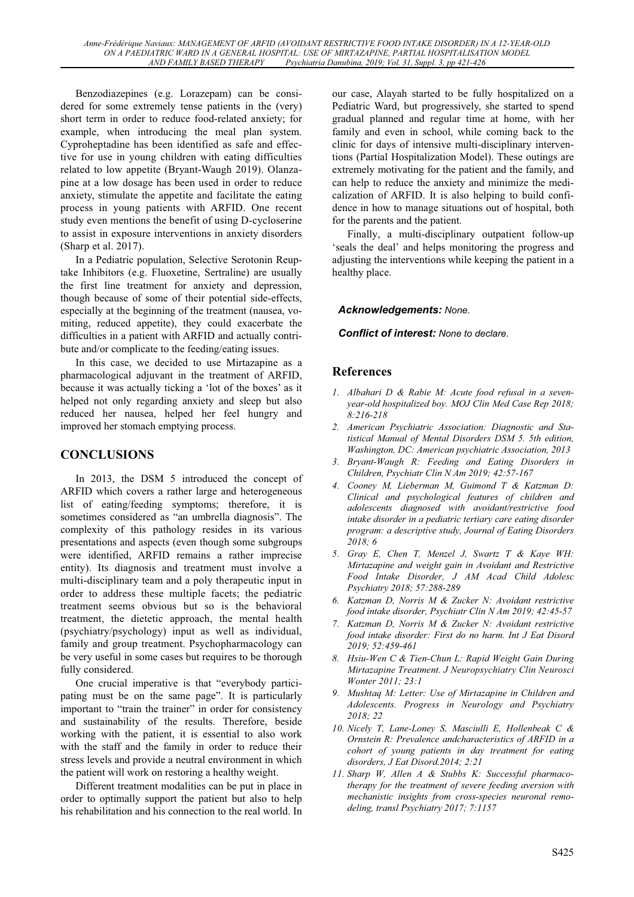Benzodiazepines (e.g. Lorazepam) can be considered for some extremely tense patients in the (very) short term in order to reduce food-related anxiety; for example, when introducing the meal plan system. Cyproheptadine has been identified as safe and effective for use in young children with eating difficulties related to low appetite (Bryant-Waugh 2019). Olanzapine at a low dosage has been used in order to reduce anxiety, stimulate the appetite and facilitate the eating process in young patients with ARFID. One recent study even mentions the benefit of using D-cycloserine to assist in exposure interventions in anxiety disorders (Sharp et al. 2017).

In a Pediatric population, Selective Serotonin Reuptake Inhibitors (e.g. Fluoxetine, Sertraline) are usually the first line treatment for anxiety and depression, though because of some of their potential side-effects, especially at the beginning of the treatment (nausea, vomiting, reduced appetite), they could exacerbate the difficulties in a patient with ARFID and actually contribute and/or complicate to the feeding/eating issues.

In this case, we decided to use Mirtazapine as a pharmacological adjuvant in the treatment of ARFID, because it was actually ticking a 'lot of the boxes' as it helped not only regarding anxiety and sleep but also reduced her nausea, helped her feel hungry and improved her stomach emptying process.

## CONCLUSIONS

In 2013, the DSM 5 introduced the concept of ARFID which covers a rather large and heterogeneous list of eating/feeding symptoms; therefore, it is sometimes considered as "an umbrella diagnosis". The complexity of this pathology resides in its various presentations and aspects (even though some subgroups were identified, ARFID remains a rather imprecise entity). Its diagnosis and treatment must involve a multi-disciplinary team and a poly therapeutic input in order to address these multiple facets; the pediatric treatment seems obvious but so is the behavioral treatment, the dietetic approach, the mental health (psychiatry/psychology) input as well as individual, family and group treatment. Psychopharmacology can be very useful in some cases but requires to be thorough fully considered.

One crucial imperative is that "everybody participating must be on the same page". It is particularly important to "train the trainer" in order for consistency and sustainability of the results. Therefore, beside working with the patient, it is essential to also work with the staff and the family in order to reduce their stress levels and provide a neutral environment in which the patient will work on restoring a healthy weight.

Different treatment modalities can be put in place in order to optimally support the patient but also to help his rehabilitation and his connection to the real world. In our case, Alayah started to be fully hospitalized on a Pediatric Ward, but progressively, she started to spend gradual planned and regular time at home, with her family and even in school, while coming back to the clinic for days of intensive multi-disciplinary interventions (Partial Hospitalization Model). These outings are extremely motivating for the patient and the family, and can help to reduce the anxiety and minimize the medicalization of ARFID. It is also helping to build confidence in how to manage situations out of hospital, both for the parents and the patient.

Finally, a multi-disciplinary outpatient follow-up 'seals the deal' and helps monitoring the progress and adjusting the interventions while keeping the patient in a healthy place.

***Acknowledgements:*** *None.*

***Conflict of interest:*** *None to declare.*

## References

1. *Albahari D & Rabie M: Acute food refusal in a seven-year-old hospitalized boy. MOJ Clin Med Case Rep 2018; 8:216-218*
2. *American Psychiatric Association: Diagnostic and Statistical Manual of Mental Disorders DSM 5. 5th edition, Washington, DC: American psychiatric Association, 2013*
3. *Bryant-Waugh R: Feeding and Eating Disorders in Children, Psychiatr Clin N Am 2019; 42:57-167*
4. *Cooney M, Lieberman M, Guimond T & Katzman D: Clinical and psychological features of children and adolescents diagnosed with avoidant/restrictive food intake disorder in a pediatric tertiary care eating disorder program: a descriptive study, Journal of Eating Disorders 2018; 6*
5. *Gray E, Chen T, Menzel J, Swartz T & Kaye WH: Mirtazapine and weight gain in Avoidant and Restrictive Food Intake Disorder, J AM Acad Child Adolesc Psychiatry 2018; 57:288-289*
6. *Katzman D, Norris M & Zucker N: Avoidant restrictive food intake disorder, Psychiatr Clin N Am 2019; 42:45-57*
7. *Katzman D, Norris M & Zucker N: Avoidant restrictive food intake disorder: First do no harm. Int J Eat Disord 2019; 52:459-461*
8. *Hsiu-Wen C & Tien-Chun L: Rapid Weight Gain During Mirtazapine Treatment. J Neuropsychiatry Clin Neurosci Wonter 2011; 23:1*
9. *Mushtaq M: Letter: Use of Mirtazapine in Children and Adolescents. Progress in Neurology and Psychiatry 2018; 22*
10. *Nicely T, Lane-Loney S, Masciulli E, Hollenbeak C & Ornstein R: Prevalence andcharacteristics of ARFID in a cohort of young patients in day treatment for eating disorders, J Eat Disord.2014; 2:21*
11. *Sharp W, Allen A & Stubbs K: Successful pharmacotherapy for the treatment of severe feeding aversion with mechanistic insights from cross-species neuronal remodeling, transl Psychiatry 2017; 7:1157*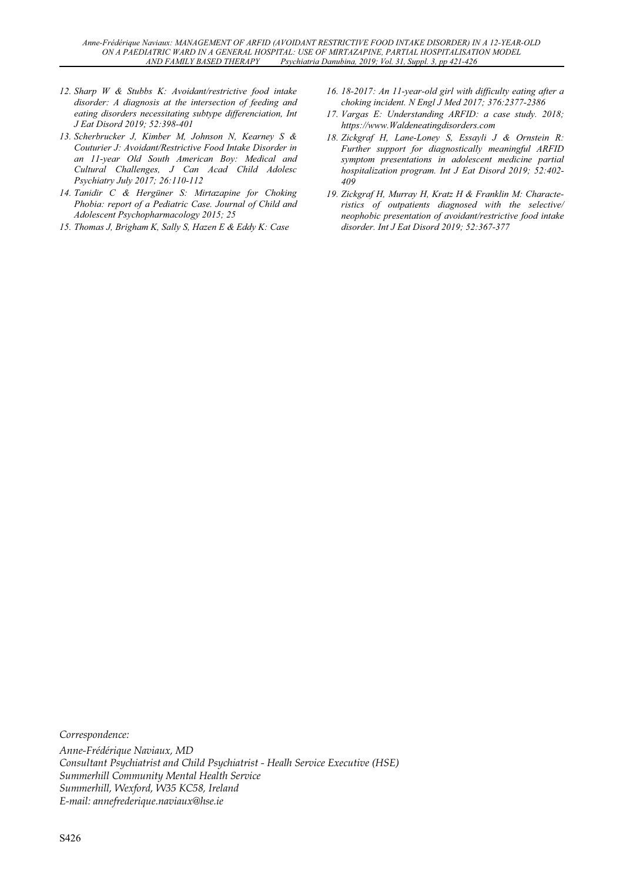12. *Sharp W & Stubbs K: Avoidant/restrictive food intake disorder: A diagnosis at the intersection of feeding and eating disorders necessitating subtype differenciation, Int J Eat Disord 2019; 52:398-401*
13. *Scherbrucker J, Kimber M, Johnson N, Kearney S & Couturier J: Avoidant/Restrictive Food Intake Disorder in an 11-year Old South American Boy: Medical and Cultural Challenges, J Can Acad Child Adolesc Psychiatry July 2017; 26:110-112*
14. *Tanidir C & Hergüner S: Mirtazapine for Choking Phobia: report of a Pediatric Case. Journal of Child and Adolescent Psychopharmacology 2015; 25*
15. *Thomas J, Brigham K, Sally S, Hazen E & Eddy K: Case 18-2017: An 11-year-old girl with difficulty eating after a choking incident. N Engl J Med 2017; 376:2377-2386*
16. *Vargas E: Understanding ARFID: a case study. 2018; https://www.Waldeneatingdisorders.com*
17. *Zickgraf H, Lane-Loney S, Essayli J & Ornstein R: Further support for diagnostically meaningful ARFID symptom presentations in adolescent medicine partial hospitalization program. Int J Eat Disord 2019; 52:402-409*
18. *Zickgraf H, Murray H, Kratz H & Franklin M: Characteristics of outpatients diagnosed with the selective/neophobic presentation of avoidant/restrictive food intake disorder. Int J Eat Disord 2019; 52:367-377*

*Correspondence:*

*Anne-Frédérique Naviaux, MD*
*Consultant Psychiatrist and Child Psychiatrist - Healh Service Executive (HSE)*
*Summerhill Community Mental Health Service*
*Summerhill, Wexford, W35 KC58, Ireland*
*E-mail: annefrederique.naviaux@hse.ie*